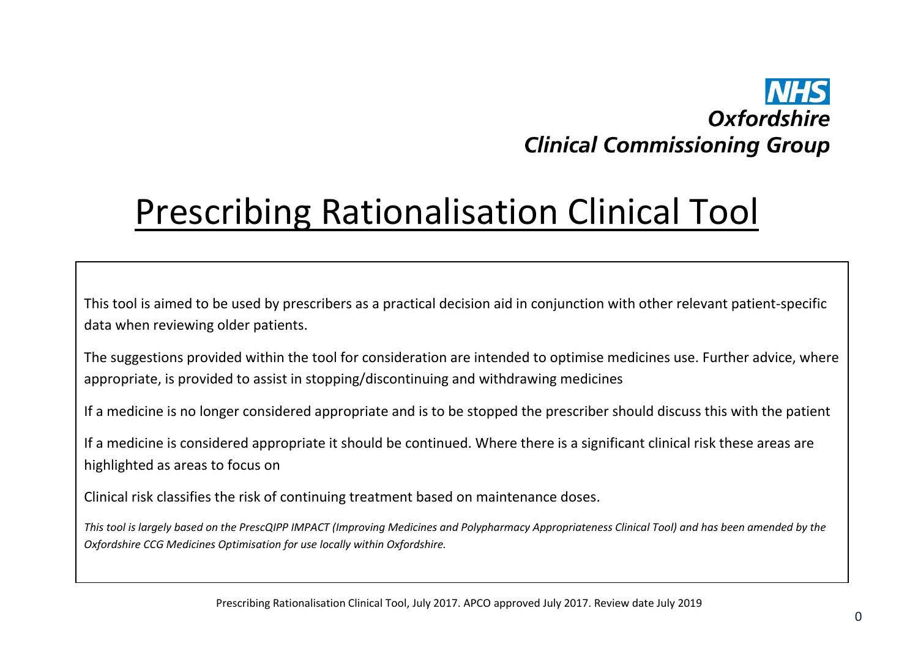**NHS**
**Oxfordshire**
**Clinical Commissioning Group**

# Prescribing Rationalisation Clinical Tool

This tool is aimed to be used by prescribers as a practical decision aid in conjunction with other relevant patient-specific data when reviewing older patients.

The suggestions provided within the tool for consideration are intended to optimise medicines use. Further advice, where appropriate, is provided to assist in stopping/discontinuing and withdrawing medicines

If a medicine is no longer considered appropriate and is to be stopped the prescriber should discuss this with the patient

If a medicine is considered appropriate it should be continued. Where there is a significant clinical risk these areas are highlighted as areas to focus on

Clinical risk classifies the risk of continuing treatment based on maintenance doses.

*This tool is largely based on the PrescQIPP IMPACT (Improving Medicines and Polypharmacy Appropriateness Clinical Tool) and has been amended by the Oxfordshire CCG Medicines Optimisation for use locally within Oxfordshire.*

Prescribing Rationalisation Clinical Tool, July 2017. APCO approved July 2017. Review date July 2019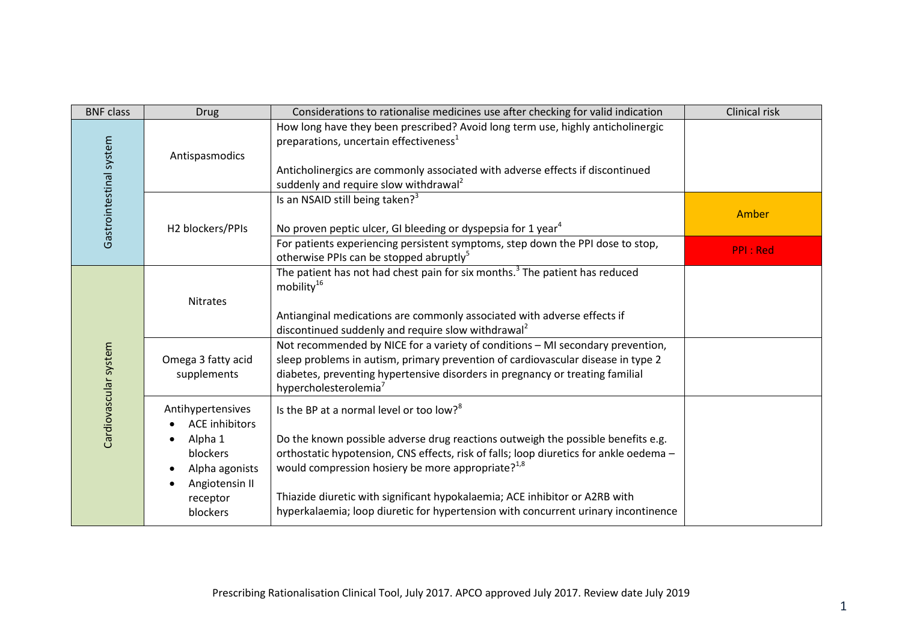| BNF class | Drug | Considerations to rationalise medicines use after checking for valid indication | Clinical risk |
|---|---|---|---|
| Gastrointestinal system | Antispasmodics | How long have they been prescribed? Avoid long term use, highly anticholinergic preparations, uncertain effectiveness[1]<br><br>Anticholinergics are commonly associated with adverse effects if discontinued suddenly and require slow withdrawal[2] | |
| | H2 blockers/PPIs | Is an NSAID still being taken?[3]<br><br>No proven peptic ulcer, GI bleeding or dyspepsia for 1 year[4] | Amber |
| | | For patients experiencing persistent symptoms, step down the PPI dose to stop, otherwise PPIs can be stopped abruptly[5] | PPI : Red |
| Cardiovascular system | Nitrates | The patient has not had chest pain for six months.[3] The patient has reduced mobility[16]<br><br>Antianginal medications are commonly associated with adverse effects if discontinued suddenly and require slow withdrawal[2] | |
| | Omega 3 fatty acid supplements | Not recommended by NICE for a variety of conditions – MI secondary prevention, sleep problems in autism, primary prevention of cardiovascular disease in type 2 diabetes, preventing hypertensive disorders in pregnancy or treating familial hypercholesterolemia[7] | |
| | Antihypertensives<br>• ACE inhibitors<br>• Alpha 1 blockers<br>• Alpha agonists<br>• Angiotensin II receptor blockers | Is the BP at a normal level or too low?[8]<br><br>Do the known possible adverse drug reactions outweigh the possible benefits e.g. orthostatic hypotension, CNS effects, risk of falls; loop diuretics for ankle oedema – would compression hosiery be more appropriate?[1,8]<br><br>Thiazide diuretic with significant hypokalaemia; ACE inhibitor or A2RB with hyperkalaemia; loop diuretic for hypertension with concurrent urinary incontinence | |

Prescribing Rationalisation Clinical Tool, July 2017. APCO approved July 2017. Review date July 2019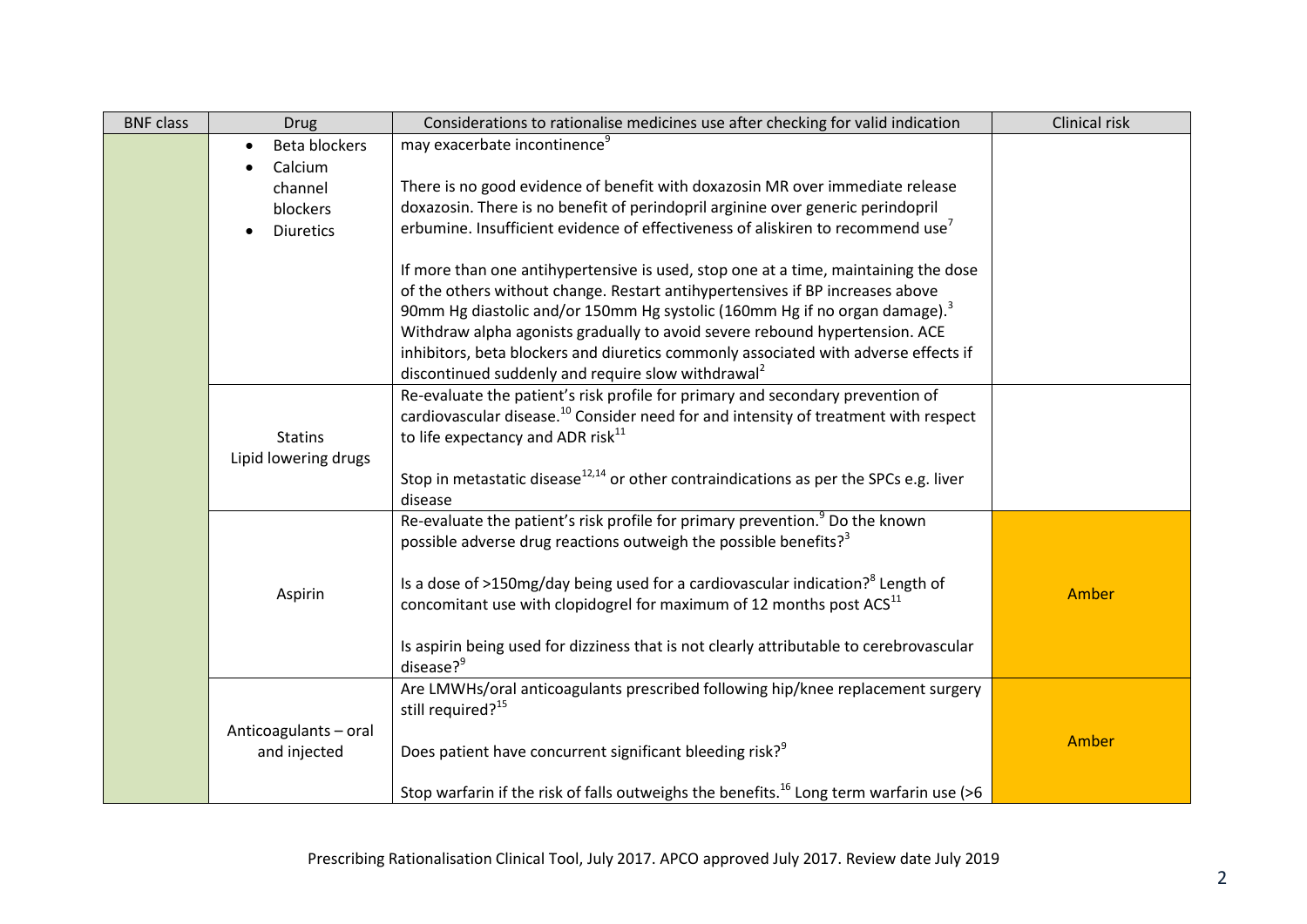| BNF class | Drug | Considerations to rationalise medicines use after checking for valid indication | Clinical risk |
|---|---|---|---|
| | • Beta blockers<br>• Calcium channel blockers<br>• Diuretics | may exacerbate incontinence[9]<br><br>There is no good evidence of benefit with doxazosin MR over immediate release doxazosin. There is no benefit of perindopril arginine over generic perindopril erbumine. Insufficient evidence of effectiveness of aliskiren to recommend use[7]<br><br>If more than one antihypertensive is used, stop one at a time, maintaining the dose of the others without change. Restart antihypertensives if BP increases above 90mm Hg diastolic and/or 150mm Hg systolic (160mm Hg if no organ damage).[3] Withdraw alpha agonists gradually to avoid severe rebound hypertension. ACE inhibitors, beta blockers and diuretics commonly associated with adverse effects if discontinued suddenly and require slow withdrawal[2] | |
| | Statins<br>Lipid lowering drugs | Re-evaluate the patient's risk profile for primary and secondary prevention of cardiovascular disease.[10] Consider need for and intensity of treatment with respect to life expectancy and ADR risk[11]<br><br>Stop in metastatic disease[12,14] or other contraindications as per the SPCs e.g. liver disease | |
| | Aspirin | Re-evaluate the patient's risk profile for primary prevention.[9] Do the known possible adverse drug reactions outweigh the possible benefits?[3]<br><br>Is a dose of >150mg/day being used for a cardiovascular indication?[8] Length of concomitant use with clopidogrel for maximum of 12 months post ACS[11]<br><br>Is aspirin being used for dizziness that is not clearly attributable to cerebrovascular disease?[9] | Amber |
| | Anticoagulants – oral and injected | Are LMWHs/oral anticoagulants prescribed following hip/knee replacement surgery still required?[15]<br><br>Does patient have concurrent significant bleeding risk?[9]<br><br>Stop warfarin if the risk of falls outweighs the benefits.[16] Long term warfarin use (>6 | Amber |

Prescribing Rationalisation Clinical Tool, July 2017. APCO approved July 2017. Review date July 2019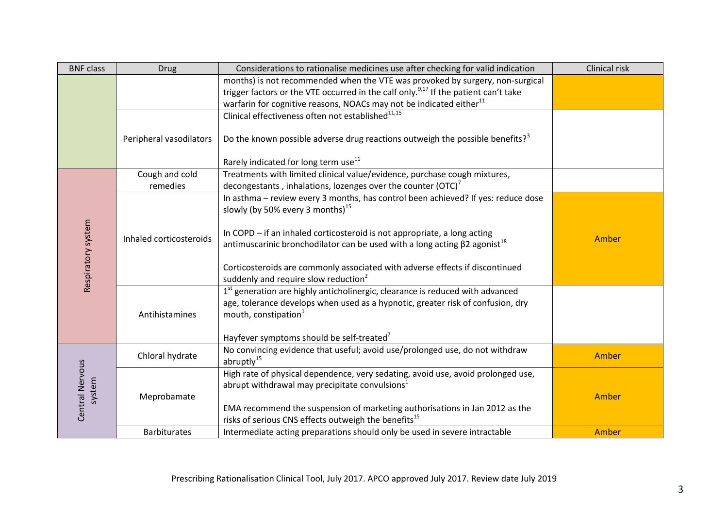| BNF class | Drug | Considerations to rationalise medicines use after checking for valid indication | Clinical risk |
|---|---|---|---|
| | | months) is not recommended when the VTE was provoked by surgery, non-surgical trigger factors or the VTE occurred in the calf only.[9,17] If the patient can't take warfarin for cognitive reasons, NOACs may not be indicated either[11] | |
| | Peripheral vasodilators | Clinical effectiveness often not established[11,15]<br><br>Do the known possible adverse drug reactions outweigh the possible benefits?[3]<br><br>Rarely indicated for long term use[11] | |
| Respiratory system | Cough and cold remedies | Treatments with limited clinical value/evidence, purchase cough mixtures, decongestants , inhalations, lozenges over the counter (OTC)[7] | |
| | Inhaled corticosteroids | In asthma – review every 3 months, has control been achieved? If yes: reduce dose slowly (by 50% every 3 months)[15]<br><br>In COPD – if an inhaled corticosteroid is not appropriate, a long acting antimuscarinic bronchodilator can be used with a long acting β2 agonist[18]<br><br>Corticosteroids are commonly associated with adverse effects if discontinued suddenly and require slow reduction[2] | Amber |
| | Antihistamines | 1st generation are highly anticholinergic, clearance is reduced with advanced age, tolerance develops when used as a hypnotic, greater risk of confusion, dry mouth, constipation[1]<br><br>Hayfever symptoms should be self-treated[7] | |
| Central Nervous system | Chloral hydrate | No convincing evidence that useful; avoid use/prolonged use, do not withdraw abruptly[15] | Amber |
| | Meprobamate | High rate of physical dependence, very sedating, avoid use, avoid prolonged use, abrupt withdrawal may precipitate convulsions[1]<br><br>EMA recommend the suspension of marketing authorisations in Jan 2012 as the risks of serious CNS effects outweigh the benefits[15] | Amber |
| | Barbiturates | Intermediate acting preparations should only be used in severe intractable | Amber |

Prescribing Rationalisation Clinical Tool, July 2017. APCO approved July 2017. Review date July 2019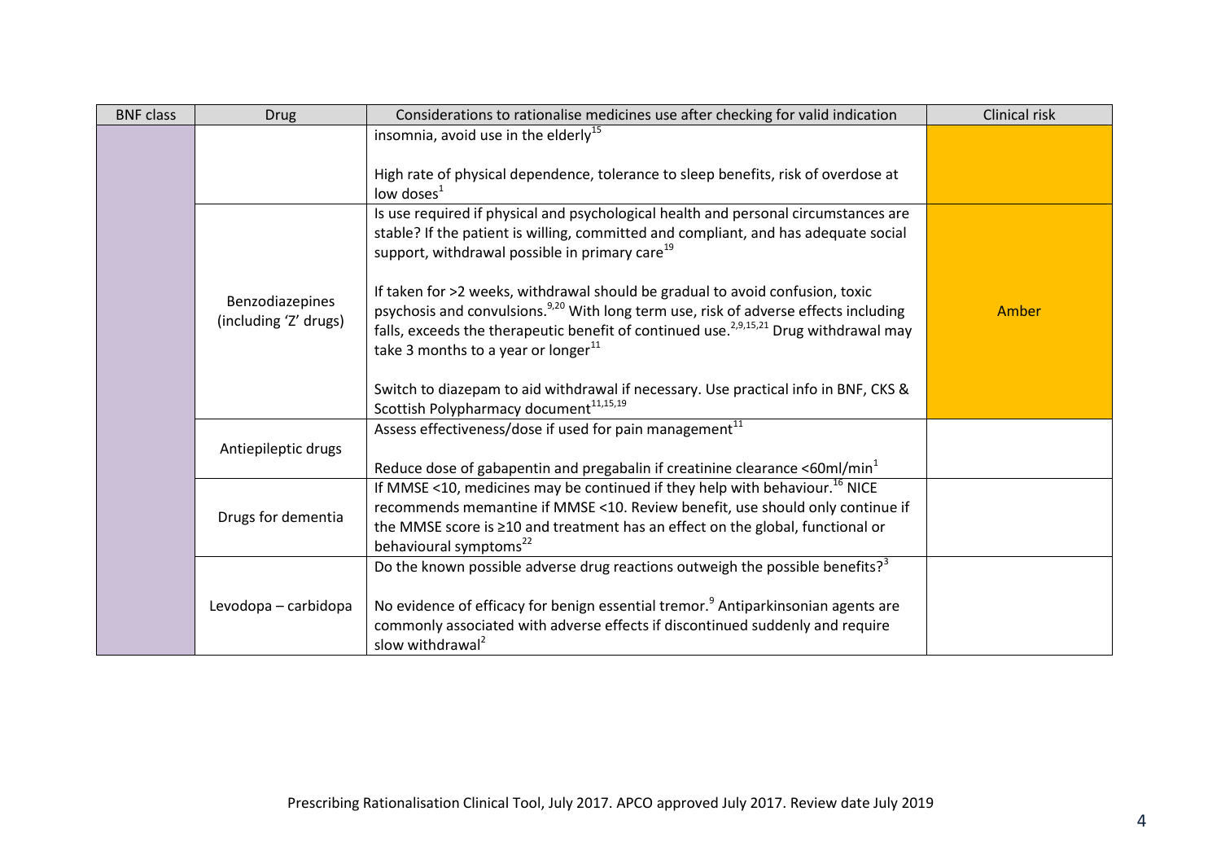| BNF class | Drug | Considerations to rationalise medicines use after checking for valid indication | Clinical risk |
|---|---|---|---|
| | | insomnia, avoid use in the elderly[15]<br><br>High rate of physical dependence, tolerance to sleep benefits, risk of overdose at low doses[1] | |
| | Benzodiazepines (including 'Z' drugs) | Is use required if physical and psychological health and personal circumstances are stable? If the patient is willing, committed and compliant, and has adequate social support, withdrawal possible in primary care[19]<br><br>If taken for >2 weeks, withdrawal should be gradual to avoid confusion, toxic psychosis and convulsions.[9,20] With long term use, risk of adverse effects including falls, exceeds the therapeutic benefit of continued use.[2,9,15,21] Drug withdrawal may take 3 months to a year or longer[11]<br><br>Switch to diazepam to aid withdrawal if necessary. Use practical info in BNF, CKS & Scottish Polypharmacy document[11,15,19] | Amber |
| | Antiepileptic drugs | Assess effectiveness/dose if used for pain management[11]<br><br>Reduce dose of gabapentin and pregabalin if creatinine clearance <60ml/min[1] | |
| | Drugs for dementia | If MMSE <10, medicines may be continued if they help with behaviour.[16] NICE recommends memantine if MMSE <10. Review benefit, use should only continue if the MMSE score is ≥10 and treatment has an effect on the global, functional or behavioural symptoms[22] | |
| | Levodopa – carbidopa | Do the known possible adverse drug reactions outweigh the possible benefits?[3]<br><br>No evidence of efficacy for benign essential tremor.[9] Antiparkinsonian agents are commonly associated with adverse effects if discontinued suddenly and require slow withdrawal[2] | |

Prescribing Rationalisation Clinical Tool, July 2017. APCO approved July 2017. Review date July 2019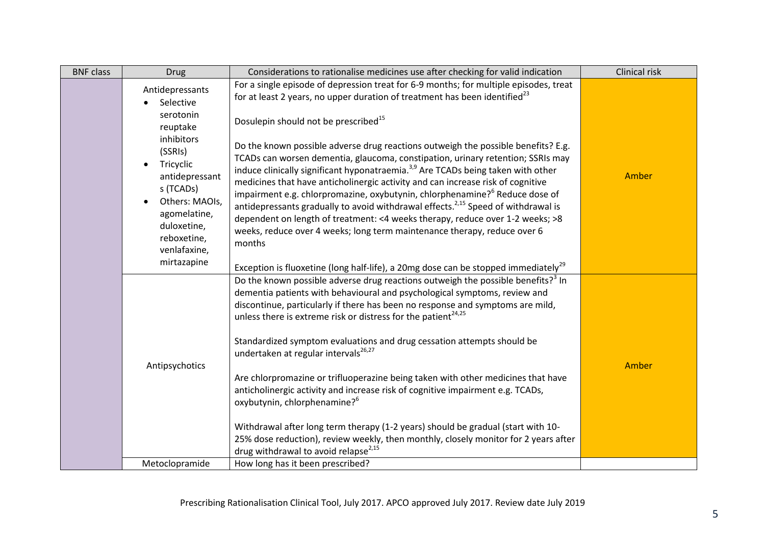| BNF class | Drug | Considerations to rationalise medicines use after checking for valid indication | Clinical risk |
|---|---|---|---|
| | Antidepressants<br>• Selective serotonin reuptake inhibitors (SSRIs)<br>• Tricyclic antidepressants (TCADs)<br>• Others: MAOIs, agomelatine, duloxetine, reboxetine, venlafaxine, mirtazapine | For a single episode of depression treat for 6-9 months; for multiple episodes, treat for at least 2 years, no upper duration of treatment has been identified[23]<br><br>Dosulepin should not be prescribed[15]<br><br>Do the known possible adverse drug reactions outweigh the possible benefits? E.g. TCADs can worsen dementia, glaucoma, constipation, urinary retention; SSRIs may induce clinically significant hyponatraemia.[3,9] Are TCADs being taken with other medicines that have anticholinergic activity and can increase risk of cognitive impairment e.g. chlorpromazine, oxybutynin, chlorphenamine?[6] Reduce dose of antidepressants gradually to avoid withdrawal effects.[2,15] Speed of withdrawal is dependent on length of treatment: <4 weeks therapy, reduce over 1-2 weeks; >8 weeks, reduce over 4 weeks; long term maintenance therapy, reduce over 6 months<br><br>Exception is fluoxetine (long half-life), a 20mg dose can be stopped immediately[29] | Amber |
| | Antipsychotics | Do the known possible adverse drug reactions outweigh the possible benefits?[3] In dementia patients with behavioural and psychological symptoms, review and discontinue, particularly if there has been no response and symptoms are mild, unless there is extreme risk or distress for the patient[24,25]<br><br>Standardized symptom evaluations and drug cessation attempts should be undertaken at regular intervals[26,27]<br><br>Are chlorpromazine or trifluoperazine being taken with other medicines that have anticholinergic activity and increase risk of cognitive impairment e.g. TCADs, oxybutynin, chlorphenamine?[6]<br><br>Withdrawal after long term therapy (1-2 years) should be gradual (start with 10-25% dose reduction), review weekly, then monthly, closely monitor for 2 years after drug withdrawal to avoid relapse[2,15] | Amber |
| | Metoclopramide | How long has it been prescribed? | |

Prescribing Rationalisation Clinical Tool, July 2017. APCO approved July 2017. Review date July 2019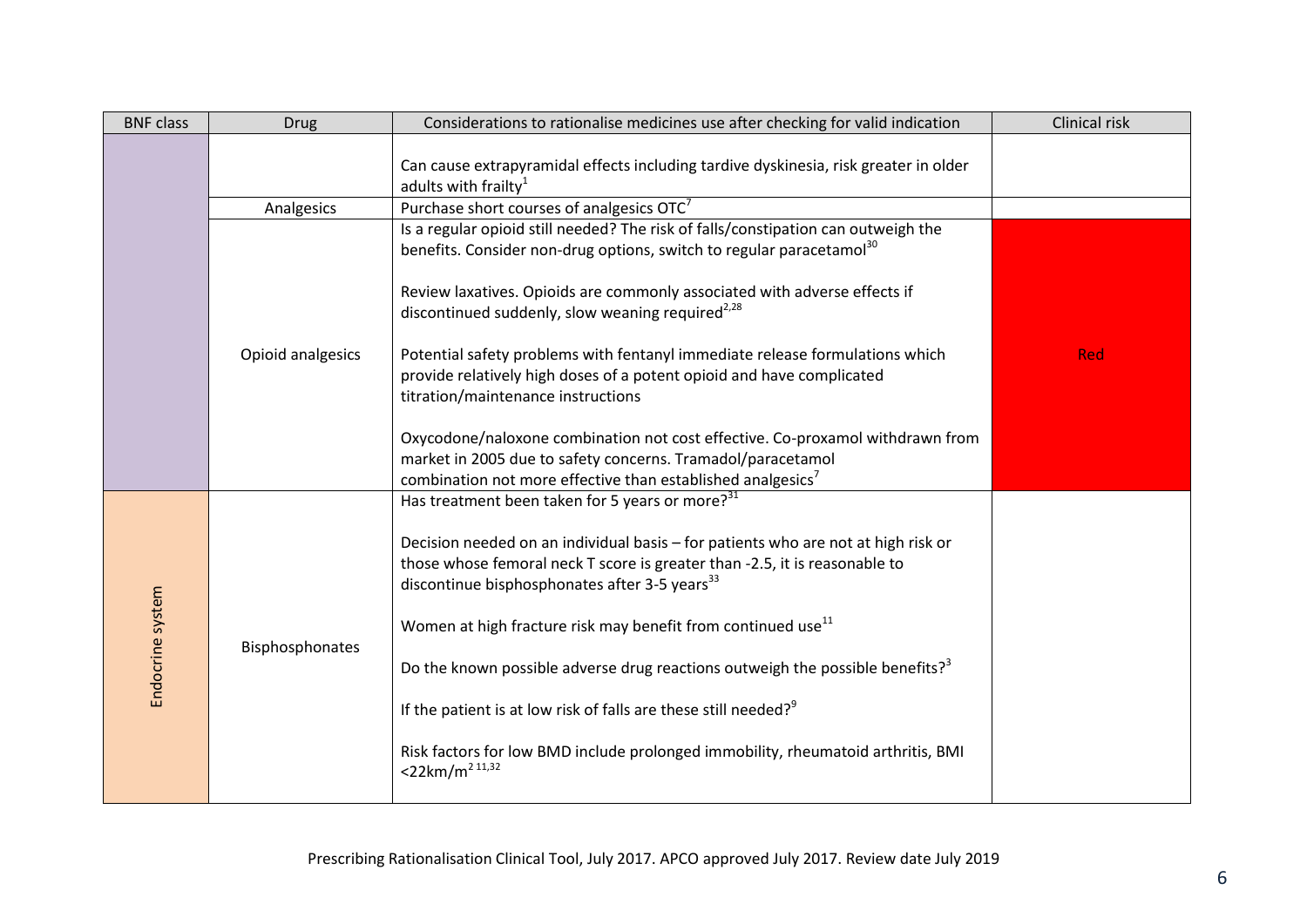| BNF class | Drug | Considerations to rationalise medicines use after checking for valid indication | Clinical risk |
|---|---|---|---|
| | | Can cause extrapyramidal effects including tardive dyskinesia, risk greater in older adults with frailty[1] | |
| | Analgesics | Purchase short courses of analgesics OTC[7] | |
| | Opioid analgesics | Is a regular opioid still needed? The risk of falls/constipation can outweigh the benefits. Consider non-drug options, switch to regular paracetamol[30]<br><br>Review laxatives. Opioids are commonly associated with adverse effects if discontinued suddenly, slow weaning required[2,28]<br><br>Potential safety problems with fentanyl immediate release formulations which provide relatively high doses of a potent opioid and have complicated titration/maintenance instructions<br><br>Oxycodone/naloxone combination not cost effective. Co-proxamol withdrawn from market in 2005 due to safety concerns. Tramadol/paracetamol combination not more effective than established analgesics[7] | Red |
| Endocrine system | Bisphosphonates | Has treatment been taken for 5 years or more?[31]<br><br>Decision needed on an individual basis – for patients who are not at high risk or those whose femoral neck T score is greater than -2.5, it is reasonable to discontinue bisphosphonates after 3-5 years[33]<br><br>Women at high fracture risk may benefit from continued use[11]<br><br>Do the known possible adverse drug reactions outweigh the possible benefits?[3]<br><br>If the patient is at low risk of falls are these still needed?[9]<br><br>Risk factors for low BMD include prolonged immobility, rheumatoid arthritis, BMI <22km/m$^2$ [11,32] | |

Prescribing Rationalisation Clinical Tool, July 2017. APCO approved July 2017. Review date July 2019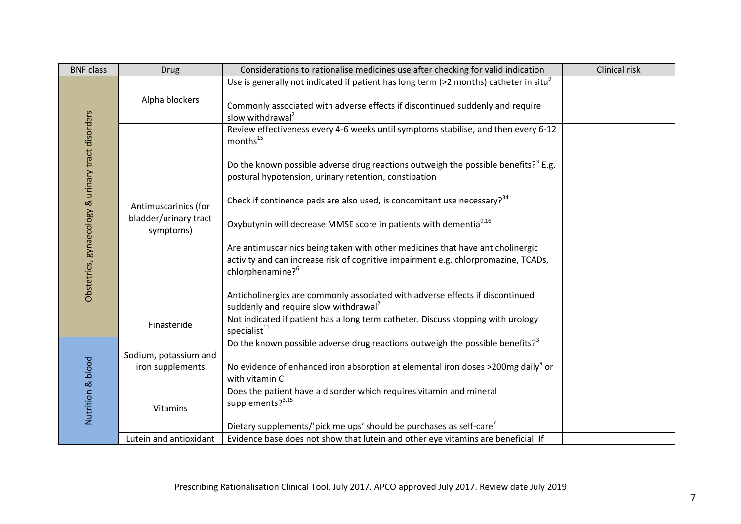| BNF class | Drug | Considerations to rationalise medicines use after checking for valid indication | Clinical risk |
|---|---|---|---|
| Obstetrics, gynaecology & urinary tract disorders | Alpha blockers | Use is generally not indicated if patient has long term (>2 months) catheter in situ[9]<br><br>Commonly associated with adverse effects if discontinued suddenly and require slow withdrawal[2] | |
| | Antimuscarinics (for bladder/urinary tract symptoms) | Review effectiveness every 4-6 weeks until symptoms stabilise, and then every 6-12 months[15]<br><br>Do the known possible adverse drug reactions outweigh the possible benefits?[3] E.g. postural hypotension, urinary retention, constipation<br><br>Check if continence pads are also used, is concomitant use necessary?[34]<br><br>Oxybutynin will decrease MMSE score in patients with dementia[9,16]<br><br>Are antimuscarinics being taken with other medicines that have anticholinergic activity and can increase risk of cognitive impairment e.g. chlorpromazine, TCADs, chlorphenamine?[6]<br><br>Anticholinergics are commonly associated with adverse effects if discontinued suddenly and require slow withdrawal[2] | |
| | Finasteride | Not indicated if patient has a long term catheter. Discuss stopping with urology specialist[11] | |
| Nutrition & blood | Sodium, potassium and iron supplements | Do the known possible adverse drug reactions outweigh the possible benefits?[3]<br><br>No evidence of enhanced iron absorption at elemental iron doses >200mg daily[9] or with vitamin C | |
| | Vitamins | Does the patient have a disorder which requires vitamin and mineral supplements?[3,15]<br><br>Dietary supplements/'pick me ups' should be purchases as self-care[7] | |
| | Lutein and antioxidant | Evidence base does not show that lutein and other eye vitamins are beneficial. If | |

Prescribing Rationalisation Clinical Tool, July 2017. APCO approved July 2017. Review date July 2019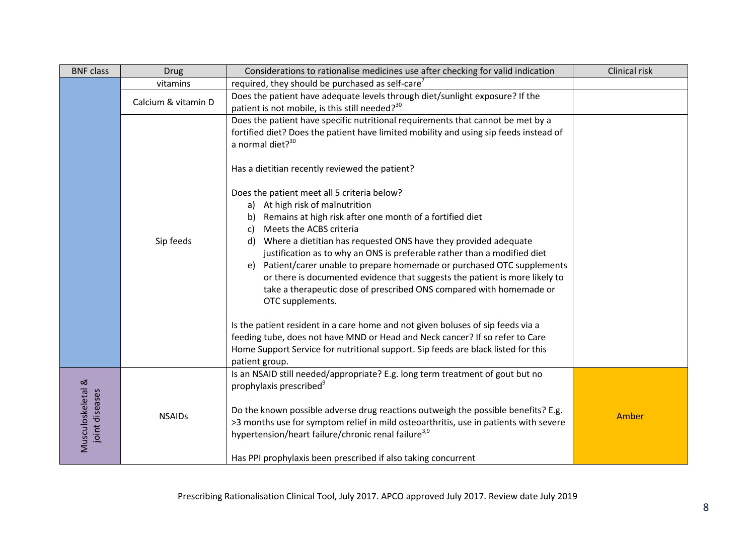| BNF class | Drug | Considerations to rationalise medicines use after checking for valid indication | Clinical risk |
|---|---|---|---|
| | vitamins | required, they should be purchased as self-care[7] | |
| | Calcium & vitamin D | Does the patient have adequate levels through diet/sunlight exposure? If the patient is not mobile, is this still needed?[30] | |
| | Sip feeds | Does the patient have specific nutritional requirements that cannot be met by a fortified diet? Does the patient have limited mobility and using sip feeds instead of a normal diet?[30]<br><br>Has a dietitian recently reviewed the patient?<br><br>Does the patient meet all 5 criteria below?<br>a) At high risk of malnutrition<br>b) Remains at high risk after one month of a fortified diet<br>c) Meets the ACBS criteria<br>d) Where a dietitian has requested ONS have they provided adequate justification as to why an ONS is preferable rather than a modified diet<br>e) Patient/carer unable to prepare homemade or purchased OTC supplements or there is documented evidence that suggests the patient is more likely to take a therapeutic dose of prescribed ONS compared with homemade or OTC supplements.<br><br>Is the patient resident in a care home and not given boluses of sip feeds via a feeding tube, does not have MND or Head and Neck cancer? If so refer to Care Home Support Service for nutritional support. Sip feeds are black listed for this patient group. | |
| Musculoskeletal & joint diseases | NSAIDs | Is an NSAID still needed/appropriate? E.g. long term treatment of gout but no prophylaxis prescribed[9]<br><br>Do the known possible adverse drug reactions outweigh the possible benefits? E.g. >3 months use for symptom relief in mild osteoarthritis, use in patients with severe hypertension/heart failure/chronic renal failure[3,9]<br><br>Has PPI prophylaxis been prescribed if also taking concurrent | Amber |

Prescribing Rationalisation Clinical Tool, July 2017. APCO approved July 2017. Review date July 2019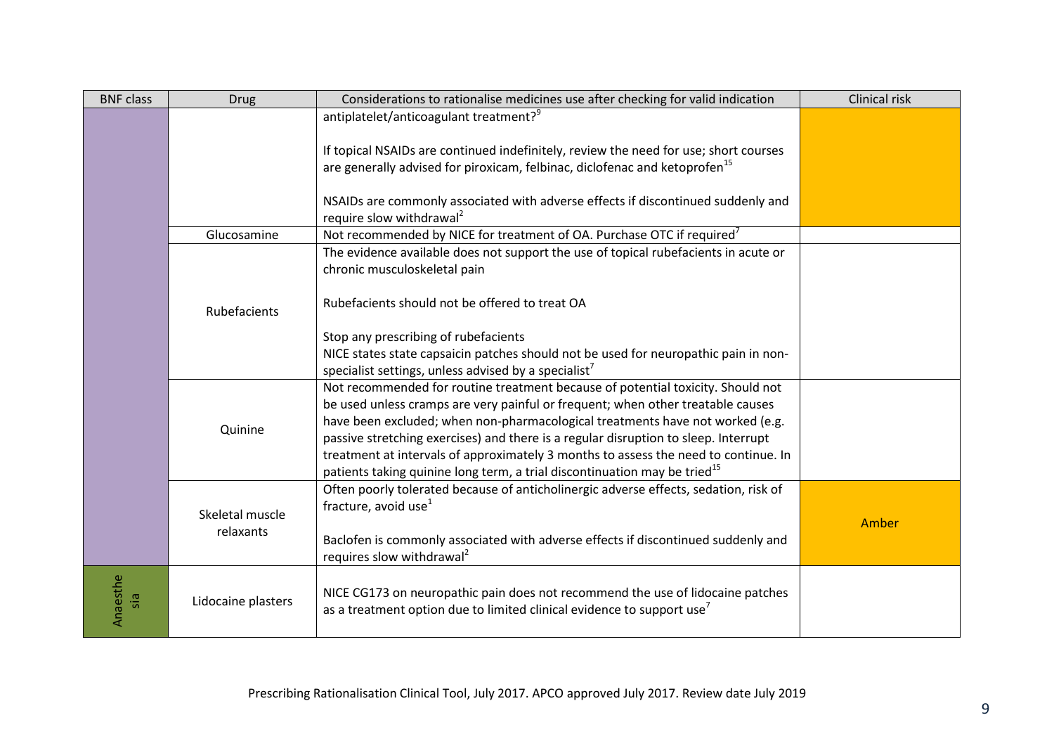| BNF class | Drug | Considerations to rationalise medicines use after checking for valid indication | Clinical risk |
|---|---|---|---|
| | | antiplatelet/anticoagulant treatment?[9]<br><br>If topical NSAIDs are continued indefinitely, review the need for use; short courses are generally advised for piroxicam, felbinac, diclofenac and ketoprofen[15]<br><br>NSAIDs are commonly associated with adverse effects if discontinued suddenly and require slow withdrawal[2] | |
| | Glucosamine | Not recommended by NICE for treatment of OA. Purchase OTC if required[7] | |
| | Rubefacients | The evidence available does not support the use of topical rubefacients in acute or chronic musculoskeletal pain<br><br>Rubefacients should not be offered to treat OA<br><br>Stop any prescribing of rubefacients<br>NICE states state capsaicin patches should not be used for neuropathic pain in non-specialist settings, unless advised by a specialist[7] | |
| | Quinine | Not recommended for routine treatment because of potential toxicity. Should not be used unless cramps are very painful or frequent; when other treatable causes have been excluded; when non-pharmacological treatments have not worked (e.g. passive stretching exercises) and there is a regular disruption to sleep. Interrupt treatment at intervals of approximately 3 months to assess the need to continue. In patients taking quinine long term, a trial discontinuation may be tried[15] | |
| | Skeletal muscle relaxants | Often poorly tolerated because of anticholinergic adverse effects, sedation, risk of fracture, avoid use[1]<br><br>Baclofen is commonly associated with adverse effects if discontinued suddenly and requires slow withdrawal[2] | Amber |
| Anaesthesia | Lidocaine plasters | NICE CG173 on neuropathic pain does not recommend the use of lidocaine patches as a treatment option due to limited clinical evidence to support use[7] | |

Prescribing Rationalisation Clinical Tool, July 2017. APCO approved July 2017. Review date July 2019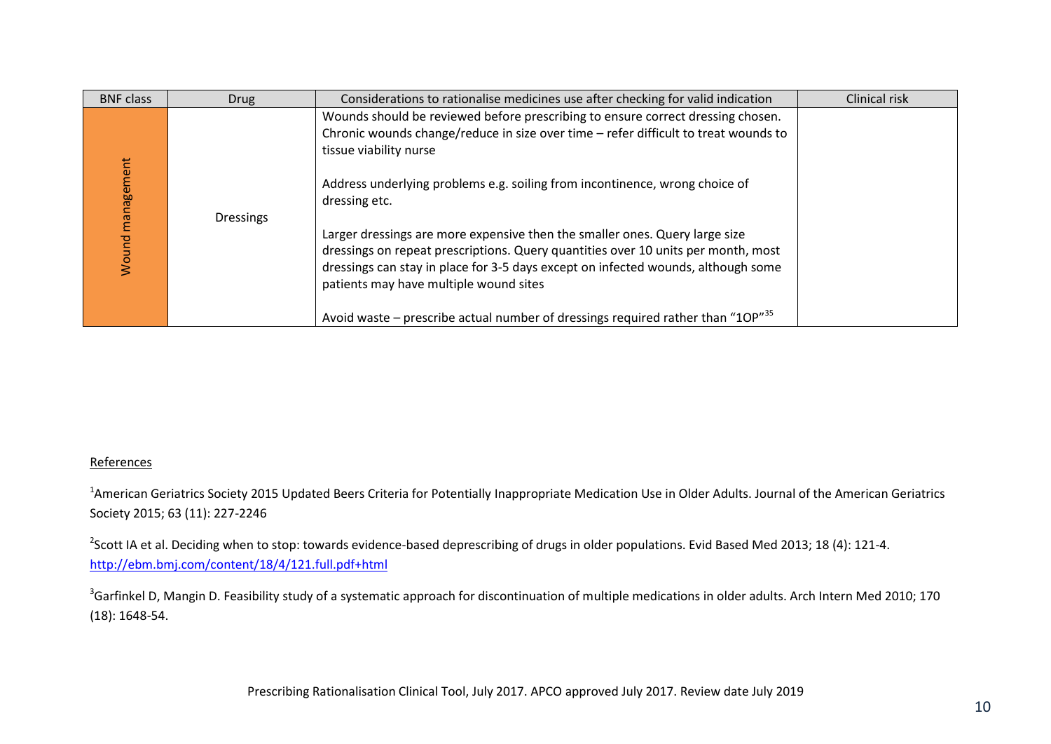| BNF class | Drug | Considerations to rationalise medicines use after checking for valid indication | Clinical risk |
|---|---|---|---|
| Wound management | Dressings | Wounds should be reviewed before prescribing to ensure correct dressing chosen. Chronic wounds change/reduce in size over time – refer difficult to treat wounds to tissue viability nurse<br><br>Address underlying problems e.g. soiling from incontinence, wrong choice of dressing etc.<br><br>Larger dressings are more expensive then the smaller ones. Query large size dressings on repeat prescriptions. Query quantities over 10 units per month, most dressings can stay in place for 3-5 days except on infected wounds, although some patients may have multiple wound sites<br><br>Avoid waste – prescribe actual number of dressings required rather than "1OP"[35] | |

References

[1]American Geriatrics Society 2015 Updated Beers Criteria for Potentially Inappropriate Medication Use in Older Adults. Journal of the American Geriatrics Society 2015; 63 (11): 227-2246

[2]Scott IA et al. Deciding when to stop: towards evidence-based deprescribing of drugs in older populations. Evid Based Med 2013; 18 (4): 121-4. http://ebm.bmj.com/content/18/4/121.full.pdf+html

[3]Garfinkel D, Mangin D. Feasibility study of a systematic approach for discontinuation of multiple medications in older adults. Arch Intern Med 2010; 170 (18): 1648-54.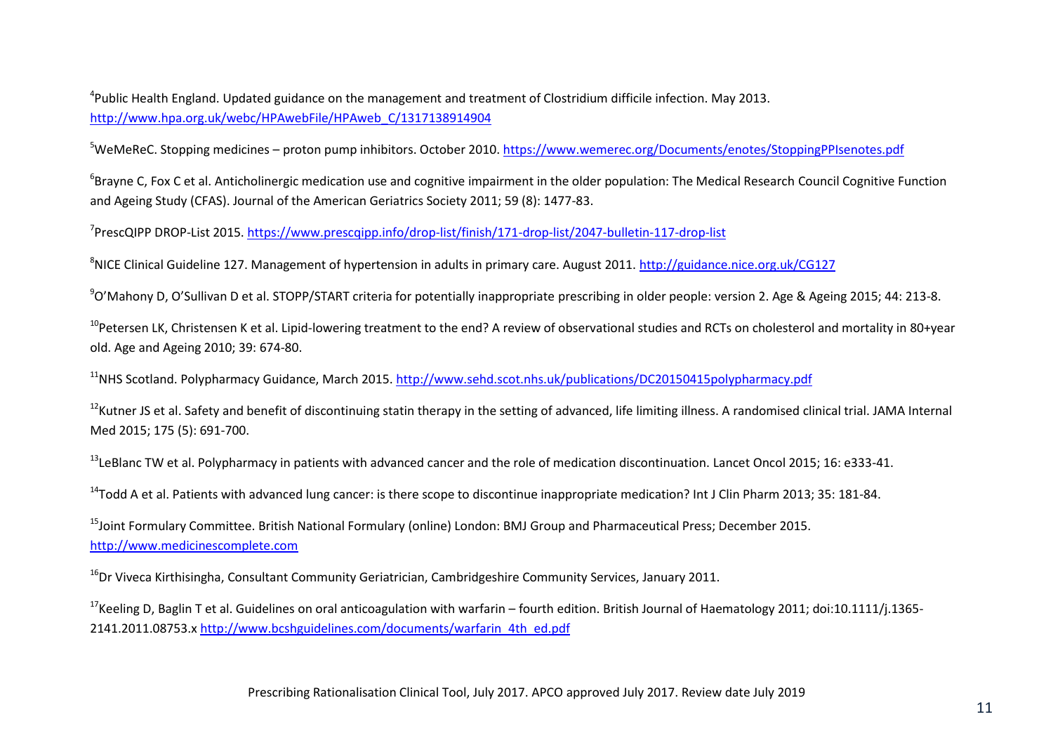[4]Public Health England. Updated guidance on the management and treatment of Clostridium difficile infection. May 2013. http://www.hpa.org.uk/webc/HPAwebFile/HPAweb_C/1317138914904

[5]WeMeReC. Stopping medicines – proton pump inhibitors. October 2010. https://www.wemerec.org/Documents/enotes/StoppingPPIsenotes.pdf

[6]Brayne C, Fox C et al. Anticholinergic medication use and cognitive impairment in the older population: The Medical Research Council Cognitive Function and Ageing Study (CFAS). Journal of the American Geriatrics Society 2011; 59 (8): 1477-83.

[7]PrescQIPP DROP-List 2015. https://www.prescqipp.info/drop-list/finish/171-drop-list/2047-bulletin-117-drop-list

[8]NICE Clinical Guideline 127. Management of hypertension in adults in primary care. August 2011. http://guidance.nice.org.uk/CG127

[9]O'Mahony D, O'Sullivan D et al. STOPP/START criteria for potentially inappropriate prescribing in older people: version 2. Age & Ageing 2015; 44: 213-8.

[10]Petersen LK, Christensen K et al. Lipid-lowering treatment to the end? A review of observational studies and RCTs on cholesterol and mortality in 80+year old. Age and Ageing 2010; 39: 674-80.

[11]NHS Scotland. Polypharmacy Guidance, March 2015. http://www.sehd.scot.nhs.uk/publications/DC20150415polypharmacy.pdf

[12]Kutner JS et al. Safety and benefit of discontinuing statin therapy in the setting of advanced, life limiting illness. A randomised clinical trial. JAMA Internal Med 2015; 175 (5): 691-700.

[13]LeBlanc TW et al. Polypharmacy in patients with advanced cancer and the role of medication discontinuation. Lancet Oncol 2015; 16: e333-41.

[14]Todd A et al. Patients with advanced lung cancer: is there scope to discontinue inappropriate medication? Int J Clin Pharm 2013; 35: 181-84.

[15]Joint Formulary Committee. British National Formulary (online) London: BMJ Group and Pharmaceutical Press; December 2015. http://www.medicinescomplete.com

[16]Dr Viveca Kirthisingha, Consultant Community Geriatrician, Cambridgeshire Community Services, January 2011.

[17]Keeling D, Baglin T et al. Guidelines on oral anticoagulation with warfarin – fourth edition. British Journal of Haematology 2011; doi:10.1111/j.1365-2141.2011.08753.x http://www.bcshguidelines.com/documents/warfarin_4th_ed.pdf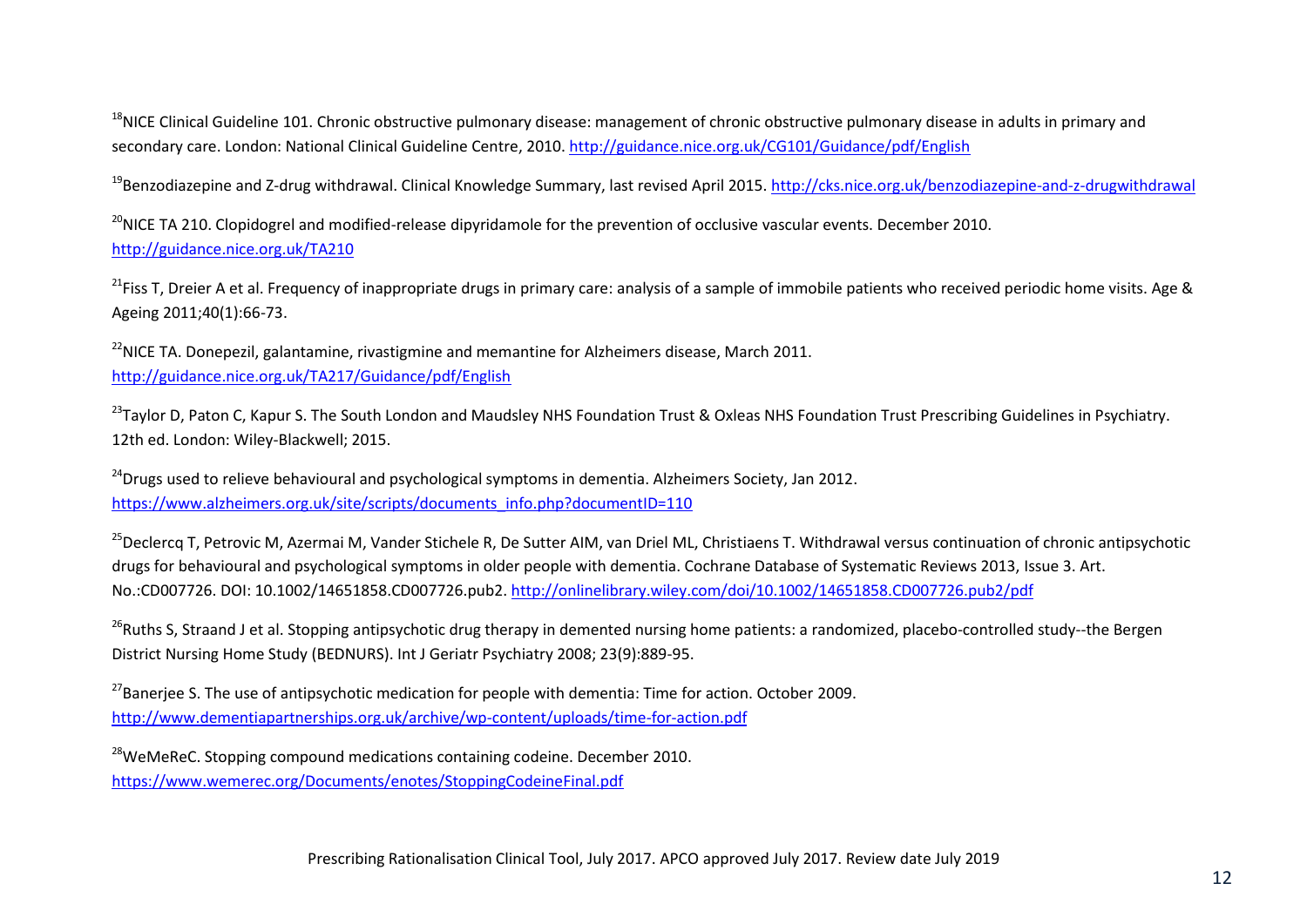[18]NICE Clinical Guideline 101. Chronic obstructive pulmonary disease: management of chronic obstructive pulmonary disease in adults in primary and secondary care. London: National Clinical Guideline Centre, 2010. http://guidance.nice.org.uk/CG101/Guidance/pdf/English

[19]Benzodiazepine and Z-drug withdrawal. Clinical Knowledge Summary, last revised April 2015. http://cks.nice.org.uk/benzodiazepine-and-z-drugwithdrawal

[20]NICE TA 210. Clopidogrel and modified-release dipyridamole for the prevention of occlusive vascular events. December 2010. http://guidance.nice.org.uk/TA210

[21]Fiss T, Dreier A et al. Frequency of inappropriate drugs in primary care: analysis of a sample of immobile patients who received periodic home visits. Age & Ageing 2011;40(1):66-73.

[22]NICE TA. Donepezil, galantamine, rivastigmine and memantine for Alzheimers disease, March 2011. http://guidance.nice.org.uk/TA217/Guidance/pdf/English

[23]Taylor D, Paton C, Kapur S. The South London and Maudsley NHS Foundation Trust & Oxleas NHS Foundation Trust Prescribing Guidelines in Psychiatry. 12th ed. London: Wiley-Blackwell; 2015.

[24]Drugs used to relieve behavioural and psychological symptoms in dementia. Alzheimers Society, Jan 2012. https://www.alzheimers.org.uk/site/scripts/documents_info.php?documentID=110

[25]Declercq T, Petrovic M, Azermai M, Vander Stichele R, De Sutter AIM, van Driel ML, Christiaens T. Withdrawal versus continuation of chronic antipsychotic drugs for behavioural and psychological symptoms in older people with dementia. Cochrane Database of Systematic Reviews 2013, Issue 3. Art. No.:CD007726. DOI: 10.1002/14651858.CD007726.pub2. http://onlinelibrary.wiley.com/doi/10.1002/14651858.CD007726.pub2/pdf

[26]Ruths S, Straand J et al. Stopping antipsychotic drug therapy in demented nursing home patients: a randomized, placebo-controlled study--the Bergen District Nursing Home Study (BEDNURS). Int J Geriatr Psychiatry 2008; 23(9):889-95.

[27]Banerjee S. The use of antipsychotic medication for people with dementia: Time for action. October 2009. http://www.dementiapartnerships.org.uk/archive/wp-content/uploads/time-for-action.pdf

[28]WeMeReC. Stopping compound medications containing codeine. December 2010. https://www.wemerec.org/Documents/enotes/StoppingCodeineFinal.pdf

Prescribing Rationalisation Clinical Tool, July 2017. APCO approved July 2017. Review date July 2019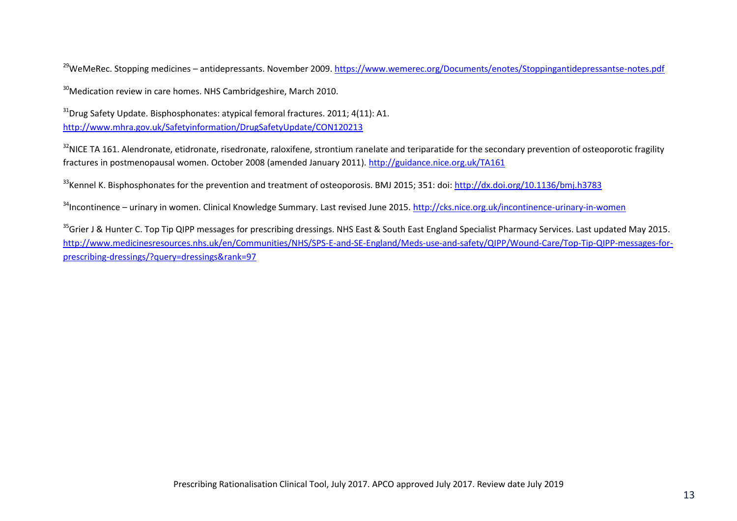[29]WeMeRec. Stopping medicines – antidepressants. November 2009. https://www.wemerec.org/Documents/enotes/Stoppingantidepressantse-notes.pdf

[30]Medication review in care homes. NHS Cambridgeshire, March 2010.

[31]Drug Safety Update. Bisphosphonates: atypical femoral fractures. 2011; 4(11): A1.
http://www.mhra.gov.uk/Safetyinformation/DrugSafetyUpdate/CON120213

[32]NICE TA 161. Alendronate, etidronate, risedronate, raloxifene, strontium ranelate and teriparatide for the secondary prevention of osteoporotic fragility fractures in postmenopausal women. October 2008 (amended January 2011). http://guidance.nice.org.uk/TA161

[33]Kennel K. Bisphosphonates for the prevention and treatment of osteoporosis. BMJ 2015; 351: doi: http://dx.doi.org/10.1136/bmj.h3783

[34]Incontinence – urinary in women. Clinical Knowledge Summary. Last revised June 2015. http://cks.nice.org.uk/incontinence-urinary-in-women

[35]Grier J & Hunter C. Top Tip QIPP messages for prescribing dressings. NHS East & South East England Specialist Pharmacy Services. Last updated May 2015. http://www.medicinesresources.nhs.uk/en/Communities/NHS/SPS-E-and-SE-England/Meds-use-and-safety/QIPP/Wound-Care/Top-Tip-QIPP-messages-for-prescribing-dressings/?query=dressings&rank=97